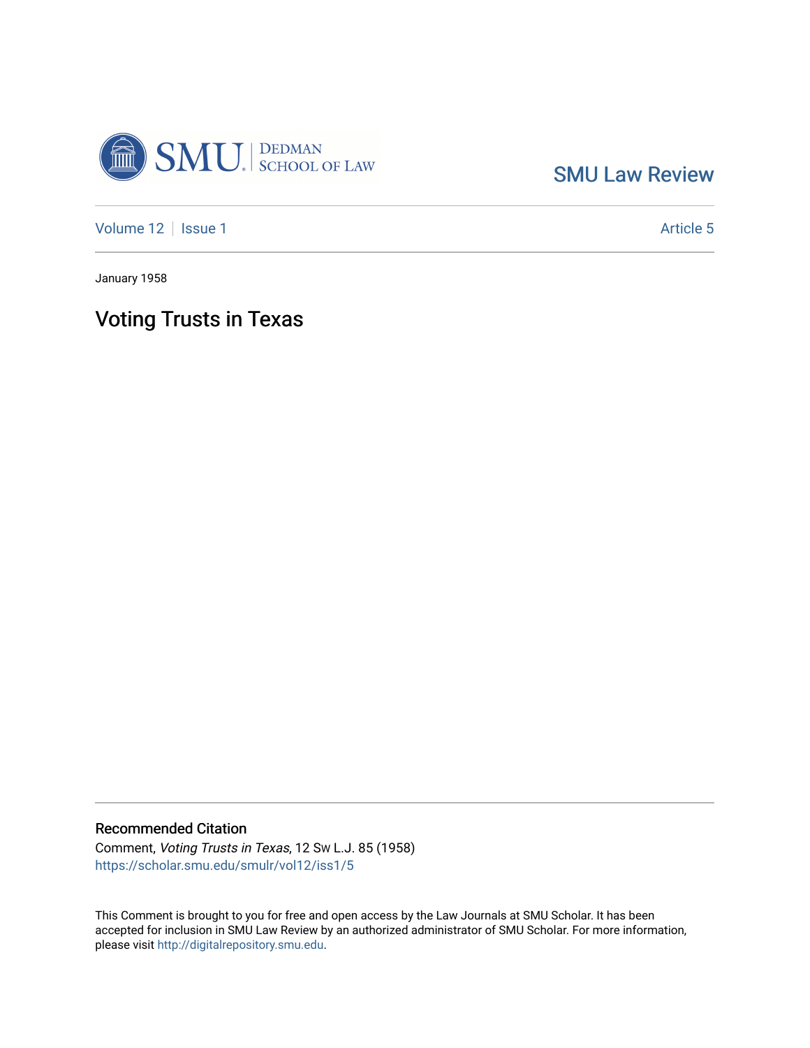SMU Law Review

Volume 12 | Issue 1 | Article 5

January 1958

# Voting Trusts in Texas

## Recommended Citation

Comment, *Voting Trusts in Texas*, 12 Sw L.J. 85 (1958)
https://scholar.smu.edu/smulr/vol12/iss1/5

This Comment is brought to you for free and open access by the Law Journals at SMU Scholar. It has been accepted for inclusion in SMU Law Review by an authorized administrator of SMU Scholar. For more information, please visit http://digitalrepository.smu.edu.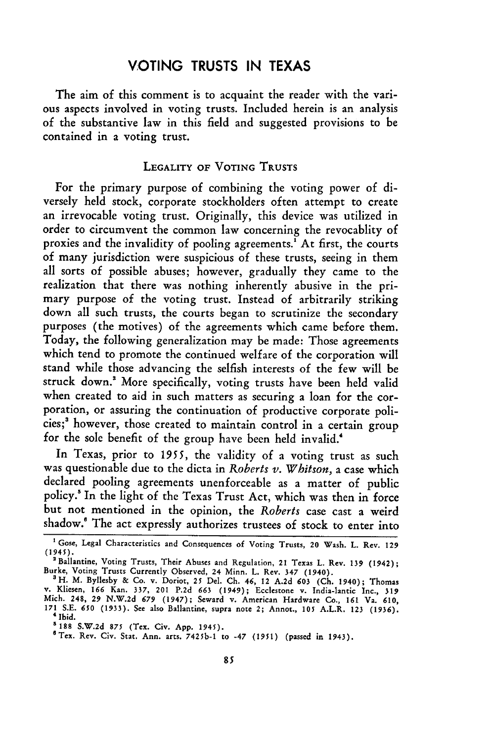# VOTING TRUSTS IN TEXAS

The aim of this comment is to acquaint the reader with the various aspects involved in voting trusts. Included herein is an analysis of the substantive law in this field and suggested provisions to be contained in a voting trust.

## LEGALITY OF VOTING TRUSTS

For the primary purpose of combining the voting power of diversely held stock, corporate stockholders often attempt to create an irrevocable voting trust. Originally, this device was utilized in order to circumvent the common law concerning the revocablity of proxies and the invalidity of pooling agreements.[1] At first, the courts of many jurisdiction were suspicious of these trusts, seeing in them all sorts of possible abuses; however, gradually they came to the realization that there was nothing inherently abusive in the primary purpose of the voting trust. Instead of arbitrarily striking down all such trusts, the courts began to scrutinize the secondary purposes (the motives) of the agreements which came before them. Today, the following generalization may be made: Those agreements which tend to promote the continued welfare of the corporation will stand while those advancing the selfish interests of the few will be struck down.[2] More specifically, voting trusts have been held valid when created to aid in such matters as securing a loan for the corporation, or assuring the continuation of productive corporate policies;[3] however, those created to maintain control in a certain group for the sole benefit of the group have been held invalid.[4]

In Texas, prior to 1955, the validity of a voting trust as such was questionable due to the dicta in *Roberts v. Whitson*, a case which declared pooling agreements unenforceable as a matter of public policy.[5] In the light of the Texas Trust Act, which was then in force but not mentioned in the opinion, the *Roberts* case cast a weird shadow.[6] The act expressly authorizes trustees of stock to enter into

---

[1] Gose, Legal Characteristics and Consequences of Voting Trusts, 20 Wash. L. Rev. 129 (1945).

[2] Ballantine, Voting Trusts, Their Abuses and Regulation, 21 Texas L. Rev. 139 (1942); Burke, Voting Trusts Currently Observed, 24 Minn. L. Rev. 347 (1940).

[3] H. M. Byllesby & Co. v. Doriot, 25 Del. Ch. 46, 12 A.2d 603 (Ch. 1940); Thomas v. Kliesen, 166 Kan. 337, 201 P.2d 663 (1949); Ecclestone v. India-lantic Inc., 319 Mich. 248, 29 N.W.2d 679 (1947); Seward v. American Hardware Co., 161 Va. 610, 171 S.E. 650 (1933). See also Ballantine, supra note 2; Annot., 105 A.L.R. 123 (1936).

[4] Ibid.

[5] 188 S.W.2d 875 (Tex. Civ. App. 1945).

[6] Tex. Rev. Civ. Stat. Ann. arts. 7425b-1 to -47 (1951) (passed in 1943).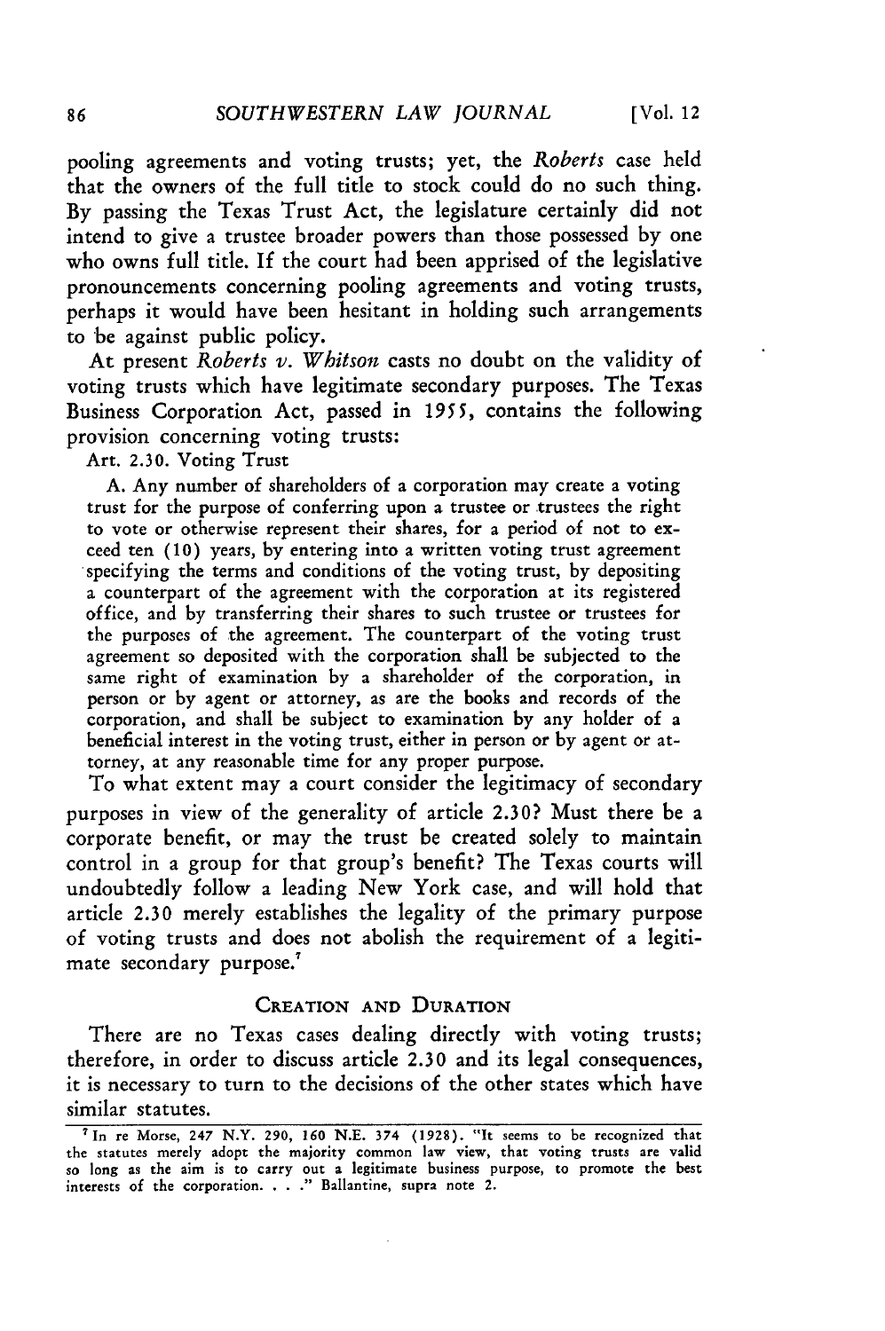pooling agreements and voting trusts; yet, the *Roberts* case held that the owners of the full title to stock could do no such thing. By passing the Texas Trust Act, the legislature certainly did not intend to give a trustee broader powers than those possessed by one who owns full title. If the court had been apprised of the legislative pronouncements concerning pooling agreements and voting trusts, perhaps it would have been hesitant in holding such arrangements to be against public policy.

At present *Roberts v. Whitson* casts no doubt on the validity of voting trusts which have legitimate secondary purposes. The Texas Business Corporation Act, passed in 1955, contains the following provision concerning voting trusts:

> Art. 2.30. Voting Trust
>
> A. Any number of shareholders of a corporation may create a voting trust for the purpose of conferring upon a trustee or trustees the right to vote or otherwise represent their shares, for a period of not to exceed ten (10) years, by entering into a written voting trust agreement specifying the terms and conditions of the voting trust, by depositing a counterpart of the agreement with the corporation at its registered office, and by transferring their shares to such trustee or trustees for the purposes of the agreement. The counterpart of the voting trust agreement so deposited with the corporation shall be subjected to the same right of examination by a shareholder of the corporation, in person or by agent or attorney, as are the books and records of the corporation, and shall be subject to examination by any holder of a beneficial interest in the voting trust, either in person or by agent or attorney, at any reasonable time for any proper purpose.

To what extent may a court consider the legitimacy of secondary purposes in view of the generality of article 2.30? Must there be a corporate benefit, or may the trust be created solely to maintain control in a group for that group's benefit? The Texas courts will undoubtedly follow a leading New York case, and will hold that article 2.30 merely establishes the legality of the primary purpose of voting trusts and does not abolish the requirement of a legitimate secondary purpose.[7]

## CREATION AND DURATION

There are no Texas cases dealing directly with voting trusts; therefore, in order to discuss article 2.30 and its legal consequences, it is necessary to turn to the decisions of the other states which have similar statutes.

---

[7] In re Morse, 247 N.Y. 290, 160 N.E. 374 (1928). "It seems to be recognized that the statutes merely adopt the majority common law view, that voting trusts are valid so long as the aim is to carry out a legitimate business purpose, to promote the best interests of the corporation. . . ." Ballantine, supra note 2.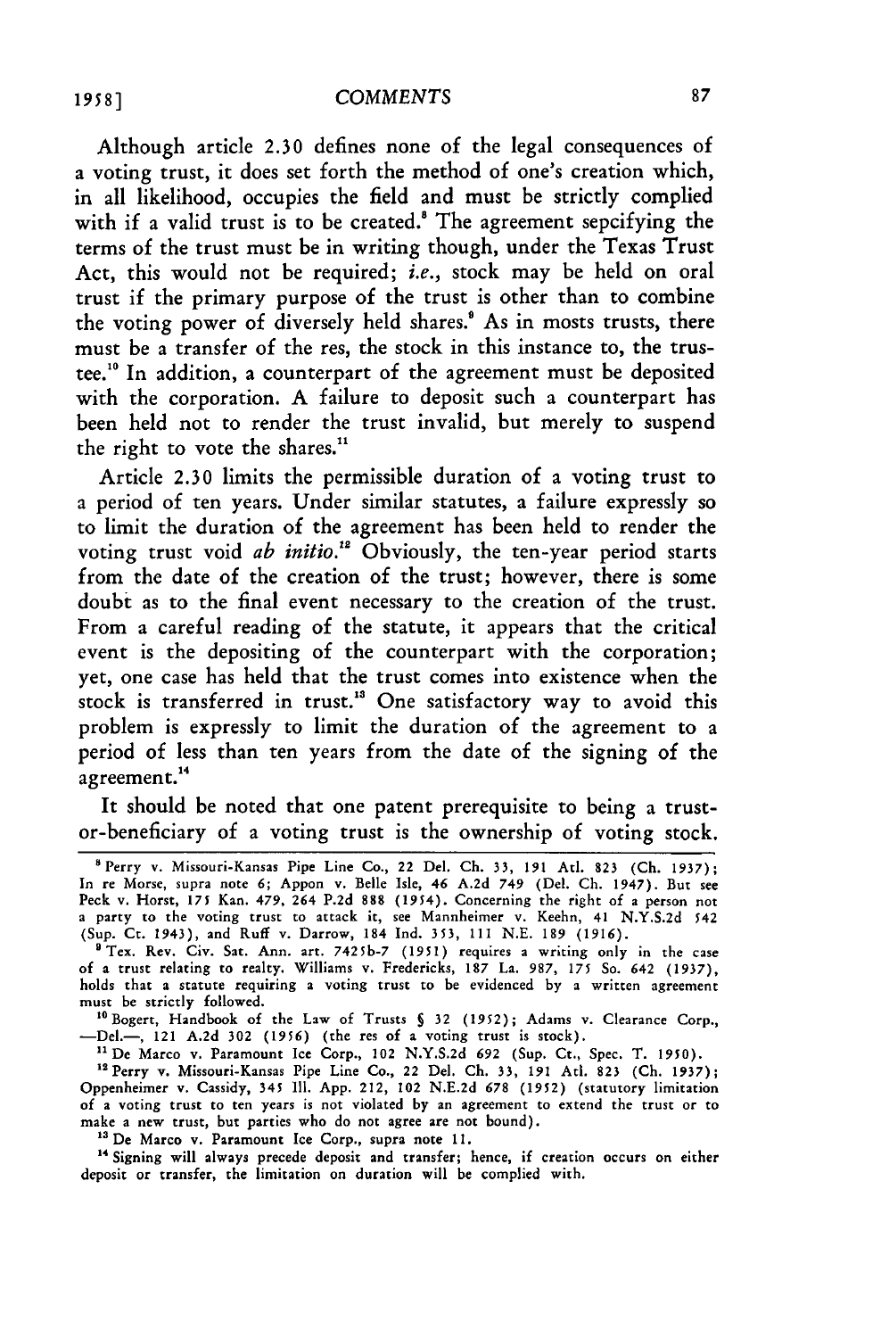Although article 2.30 defines none of the legal consequences of a voting trust, it does set forth the method of one's creation which, in all likelihood, occupies the field and must be strictly complied with if a valid trust is to be created.[8] The agreement sepcifying the terms of the trust must be in writing though, under the Texas Trust Act, this would not be required; *i.e.*, stock may be held on oral trust if the primary purpose of the trust is other than to combine the voting power of diversely held shares.[9] As in mosts trusts, there must be a transfer of the res, the stock in this instance to, the trustee.[10] In addition, a counterpart of the agreement must be deposited with the corporation. A failure to deposit such a counterpart has been held not to render the trust invalid, but merely to suspend the right to vote the shares.[11]

Article 2.30 limits the permissible duration of a voting trust to a period of ten years. Under similar statutes, a failure expressly so to limit the duration of the agreement has been held to render the voting trust void *ab initio*.[12] Obviously, the ten-year period starts from the date of the creation of the trust; however, there is some doubt as to the final event necessary to the creation of the trust. From a careful reading of the statute, it appears that the critical event is the depositing of the counterpart with the corporation; yet, one case has held that the trust comes into existence when the stock is transferred in trust.[13] One satisfactory way to avoid this problem is expressly to limit the duration of the agreement to a period of less than ten years from the date of the signing of the agreement.[14]

It should be noted that one patent prerequisite to being a trustor-beneficiary of a voting trust is the ownership of voting stock.

---

[8] Perry v. Missouri-Kansas Pipe Line Co., 22 Del. Ch. 33, 191 Atl. 823 (Ch. 1937); In re Morse, supra note 6; Appon v. Belle Isle, 46 A.2d 749 (Del. Ch. 1947). But see Peck v. Horst, 175 Kan. 479, 264 P.2d 888 (1954). Concerning the right of a person not a party to the voting trust to attack it, see Mannheimer v. Keehn, 41 N.Y.S.2d 542 (Sup. Ct. 1943), and Ruff v. Darrow, 184 Ind. 353, 111 N.E. 189 (1916).

[9] Tex. Rev. Civ. Sat. Ann. art. 7425b-7 (1951) requires a writing only in the case of a trust relating to realty. Williams v. Fredericks, 187 La. 987, 175 So. 642 (1937), holds that a statute requiring a voting trust to be evidenced by a written agreement must be strictly followed.

[10] Bogert, Handbook of the Law of Trusts § 32 (1952); Adams v. Clearance Corp., —Del.—, 121 A.2d 302 (1956) (the res of a voting trust is stock).

[11] De Marco v. Paramount Ice Corp., 102 N.Y.S.2d 692 (Sup. Ct., Spec. T. 1950).

[12] Perry v. Missouri-Kansas Pipe Line Co., 22 Del. Ch. 33, 191 Atl. 823 (Ch. 1937); Oppenheimer v. Cassidy, 345 Ill. App. 212, 102 N.E.2d 678 (1952) (statutory limitation of a voting trust to ten years is not violated by an agreement to extend the trust or to make a new trust, but parties who do not agree are not bound).

[13] De Marco v. Paramount Ice Corp., supra note 11.

[14] Signing will always precede deposit and transfer; hence, if creation occurs on either deposit or transfer, the limitation on duration will be complied with.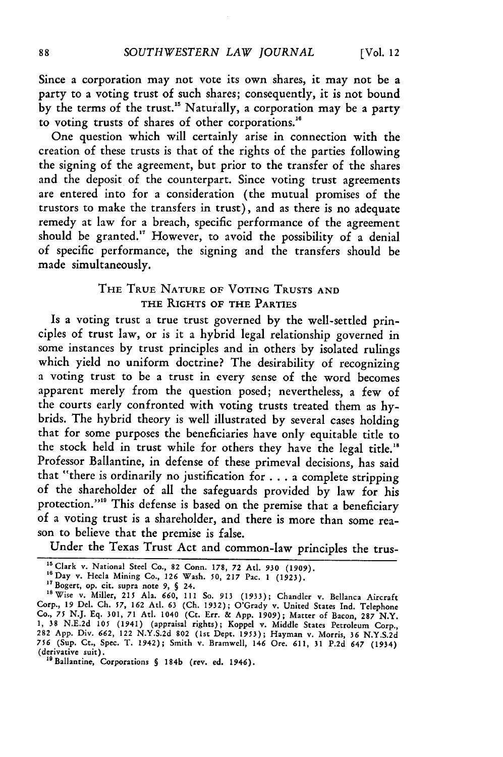Since a corporation may not vote its own shares, it may not be a party to a voting trust of such shares; consequently, it is not bound by the terms of the trust.[15] Naturally, a corporation may be a party to voting trusts of shares of other corporations.[16]

One question which will certainly arise in connection with the creation of these trusts is that of the rights of the parties following the signing of the agreement, but prior to the transfer of the shares and the deposit of the counterpart. Since voting trust agreements are entered into for a consideration (the mutual promises of the trustors to make the transfers in trust), and as there is no adequate remedy at law for a breach, specific performance of the agreement should be granted.[17] However, to avoid the possibility of a denial of specific performance, the signing and the transfers should be made simultaneously.

## THE TRUE NATURE OF VOTING TRUSTS AND THE RIGHTS OF THE PARTIES

Is a voting trust a true trust governed by the well-settled principles of trust law, or is it a hybrid legal relationship governed in some instances by trust principles and in others by isolated rulings which yield no uniform doctrine? The desirability of recognizing a voting trust to be a trust in every sense of the word becomes apparent merely from the question posed; nevertheless, a few of the courts early confronted with voting trusts treated them as hybrids. The hybrid theory is well illustrated by several cases holding that for some purposes the beneficiaries have only equitable title to the stock held in trust while for others they have the legal title.[18] Professor Ballantine, in defense of these primeval decisions, has said that "there is ordinarily no justification for . . . a complete stripping of the shareholder of all the safeguards provided by law for his protection."[19] This defense is based on the premise that a beneficiary of a voting trust is a shareholder, and there is more than some reason to believe that the premise is false.

Under the Texas Trust Act and common-law principles the trus-

---

[15] Clark v. National Steel Co., 82 Conn. 178, 72 Atl. 930 (1909).

[16] Day v. Hecla Mining Co., 126 Wash. 50, 217 Pac. 1 (1923).

[17] Bogert, op. cit. supra note 9, § 24.

[18] Wise v. Miller, 215 Ala. 660, 111 So. 913 (1933); Chandler v. Bellanca Aircraft Corp., 19 Del. Ch. 57, 162 Atl. 63 (Ch. 1932); O'Grady v. United States Ind. Telephone Co., 75 N.J. Eq. 301, 71 Atl. 1040 (Ct. Err. & App. 1909); Matter of Bacon, 287 N.Y. 1, 38 N.E.2d 105 (1941) (appraisal rights); Koppel v. Middle States Petroleum Corp., 282 App. Div. 662, 122 N.Y.S.2d 802 (1st Dept. 1953); Hayman v. Morris, 36 N.Y.S.2d 756 (Sup. Ct., Spec. T. 1942); Smith v. Bramwell, 146 Ore. 611, 31 P.2d 647 (1934) (derivative suit).

[19] Ballantine, Corporations § 184b (rev. ed. 1946).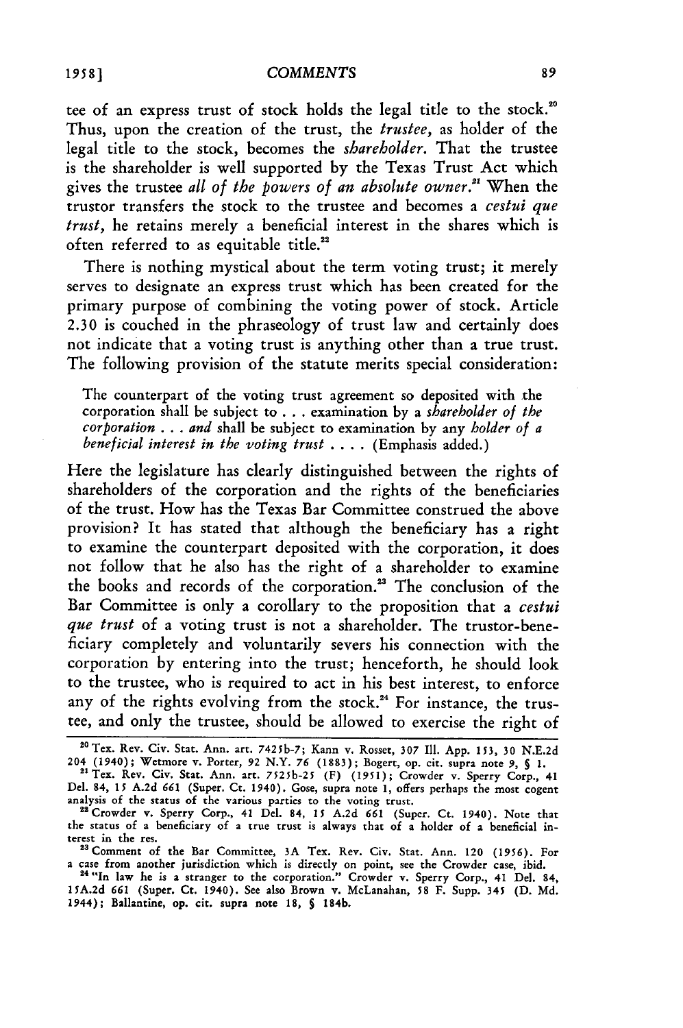tee of an express trust of stock holds the legal title to the stock.[20] Thus, upon the creation of the trust, the *trustee*, as holder of the legal title to the stock, becomes the *shareholder*. That the trustee is the shareholder is well supported by the Texas Trust Act which gives the trustee *all of the powers of an absolute owner*.[21] When the trustor transfers the stock to the trustee and becomes a *cestui que trust*, he retains merely a beneficial interest in the shares which is often referred to as equitable title.[22]

There is nothing mystical about the term voting trust; it merely serves to designate an express trust which has been created for the primary purpose of combining the voting power of stock. Article 2.30 is couched in the phraseology of trust law and certainly does not indicate that a voting trust is anything other than a true trust. The following provision of the statute merits special consideration:

> The counterpart of the voting trust agreement so deposited with the corporation shall be subject to . . . examination by a *shareholder of the corporation* . . . *and* shall be subject to examination by any *holder of a beneficial interest in the voting trust* . . . . (Emphasis added.)

Here the legislature has clearly distinguished between the rights of shareholders of the corporation and the rights of the beneficiaries of the trust. How has the Texas Bar Committee construed the above provision? It has stated that although the beneficiary has a right to examine the counterpart deposited with the corporation, it does not follow that he also has the right of a shareholder to examine the books and records of the corporation.[23] The conclusion of the Bar Committee is only a corollary to the proposition that a *cestui que trust* of a voting trust is not a shareholder. The trustor-beneficiary completely and voluntarily severs his connection with the corporation by entering into the trust; henceforth, he should look to the trustee, who is required to act in his best interest, to enforce any of the rights evolving from the stock.[24] For instance, the trustee, and only the trustee, should be allowed to exercise the right of

---

[20] Tex. Rev. Civ. Stat. Ann. art. 7425b-7; Kann v. Rosset, 307 Ill. App. 153, 30 N.E.2d 204 (1940); Wetmore v. Porter, 92 N.Y. 76 (1883); Bogert, op. cit. supra note 9, § 1.

[21] Tex. Rev. Civ. Stat. Ann. art. 7525b-25 (F) (1951); Crowder v. Sperry Corp., 41 Del. 84, 15 A.2d 661 (Super. Ct. 1940). Gose, supra note 1, offers perhaps the most cogent analysis of the status of the various parties to the voting trust.

[22] Crowder v. Sperry Corp., 41 Del. 84, 15 A.2d 661 (Super. Ct. 1940). Note that the status of a beneficiary of a true trust is always that of a holder of a beneficial interest in the res.

[23] Comment of the Bar Committee, 3A Tex. Rev. Civ. Stat. Ann. 120 (1956). For a case from another jurisdiction which is directly on point, see the Crowder case, ibid.

[24] "In law he is a stranger to the corporation." Crowder v. Sperry Corp., 41 Del. 84, 15A.2d 661 (Super. Ct. 1940). See also Brown v. McLanahan, 58 F. Supp. 345 (D. Md. 1944); Ballantine, op. cit. supra note 18, § 184b.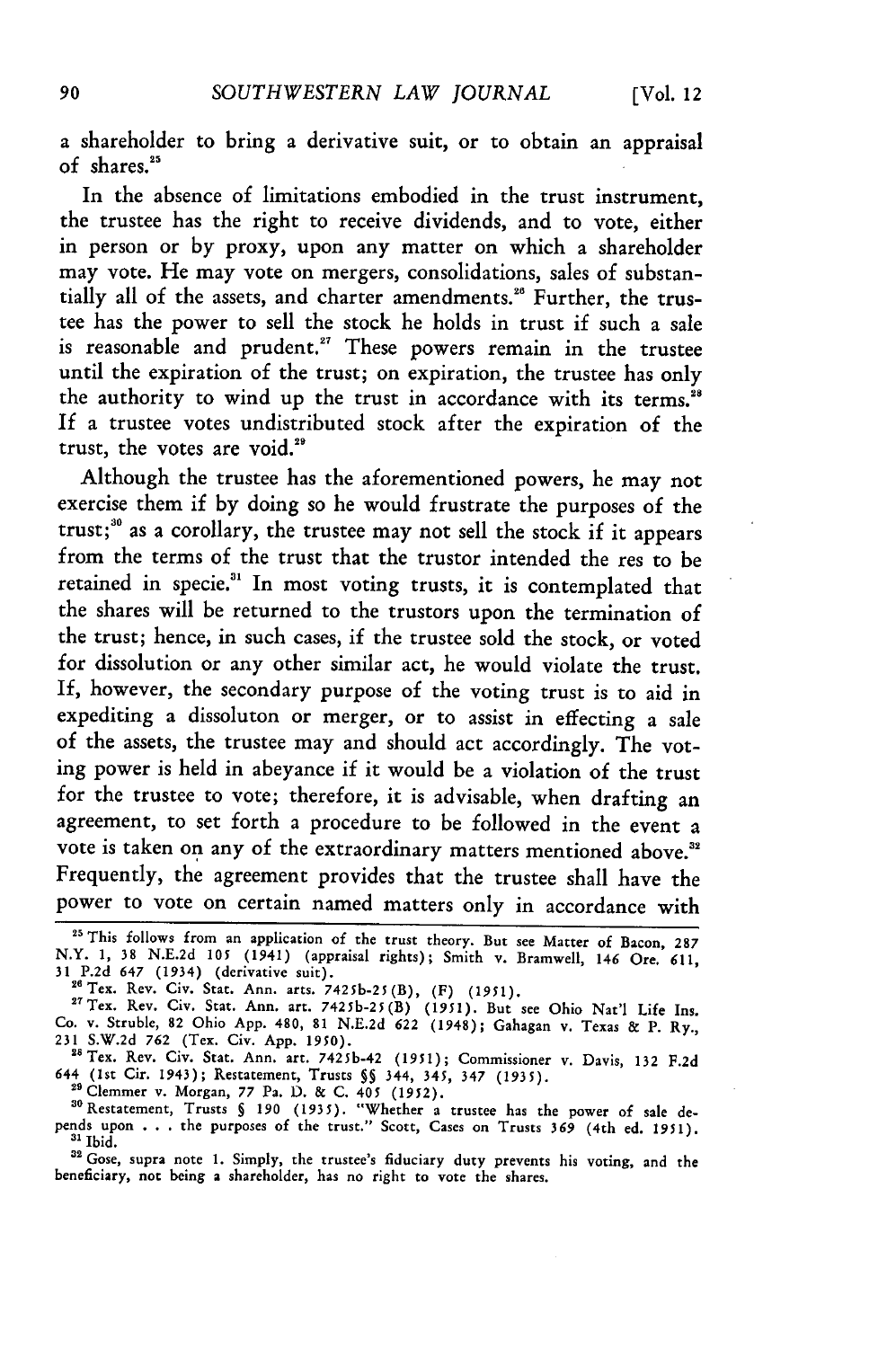a shareholder to bring a derivative suit, or to obtain an appraisal of shares.[25]

In the absence of limitations embodied in the trust instrument, the trustee has the right to receive dividends, and to vote, either in person or by proxy, upon any matter on which a shareholder may vote. He may vote on mergers, consolidations, sales of substantially all of the assets, and charter amendments.[26] Further, the trustee has the power to sell the stock he holds in trust if such a sale is reasonable and prudent.[27] These powers remain in the trustee until the expiration of the trust; on expiration, the trustee has only the authority to wind up the trust in accordance with its terms.[28] If a trustee votes undistributed stock after the expiration of the trust, the votes are void.[29]

Although the trustee has the aforementioned powers, he may not exercise them if by doing so he would frustrate the purposes of the trust;[30] as a corollary, the trustee may not sell the stock if it appears from the terms of the trust that the trustor intended the res to be retained in specie.[31] In most voting trusts, it is contemplated that the shares will be returned to the trustors upon the termination of the trust; hence, in such cases, if the trustee sold the stock, or voted for dissolution or any other similar act, he would violate the trust. If, however, the secondary purpose of the voting trust is to aid in expediting a dissoluton or merger, or to assist in effecting a sale of the assets, the trustee may and should act accordingly. The voting power is held in abeyance if it would be a violation of the trust for the trustee to vote; therefore, it is advisable, when drafting an agreement, to set forth a procedure to be followed in the event a vote is taken on any of the extraordinary matters mentioned above.[32] Frequently, the agreement provides that the trustee shall have the power to vote on certain named matters only in accordance with

---

[25] This follows from an application of the trust theory. But see Matter of Bacon, 287 N.Y. 1, 38 N.E.2d 105 (1941) (appraisal rights); Smith v. Bramwell, 146 Ore. 611, 31 P.2d 647 (1934) (derivative suit).

[26] Tex. Rev. Civ. Stat. Ann. arts. 7425b-25(B), (F) (1951).

[27] Tex. Rev. Civ. Stat. Ann. art. 7425b-25(B) (1951). But see Ohio Nat'l Life Ins. Co. v. Struble, 82 Ohio App. 480, 81 N.E.2d 622 (1948); Gahagan v. Texas & P. Ry., 231 S.W.2d 762 (Tex. Civ. App. 1950).

[28] Tex. Rev. Civ. Stat. Ann. art. 7425b-42 (1951); Commissioner v. Davis, 132 F.2d 644 (1st Cir. 1943); Restatement, Trusts §§ 344, 345, 347 (1935).

[29] Clemmer v. Morgan, 77 Pa. D. & C. 405 (1952).

[30] Restatement, Trusts § 190 (1935). "Whether a trustee has the power of sale depends upon . . . the purposes of the trust." Scott, Cases on Trusts 369 (4th ed. 1951).

[31] Ibid.

[32] Gose, supra note 1. Simply, the trustee's fiduciary duty prevents his voting, and the beneficiary, not being a shareholder, has no right to vote the shares.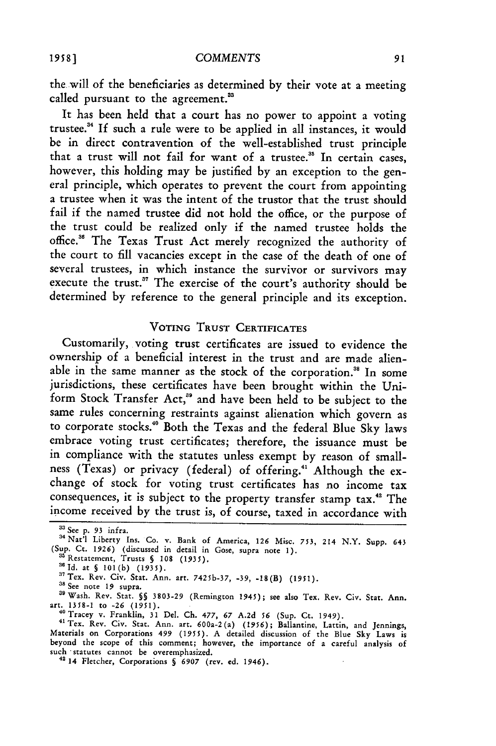the will of the beneficiaries as determined by their vote at a meeting called pursuant to the agreement.[33]

It has been held that a court has no power to appoint a voting trustee.[34] If such a rule were to be applied in all instances, it would be in direct contravention of the well-established trust principle that a trust will not fail for want of a trustee.[35] In certain cases, however, this holding may be justified by an exception to the general principle, which operates to prevent the court from appointing a trustee when it was the intent of the trustor that the trust should fail if the named trustee did not hold the office, or the purpose of the trust could be realized only if the named trustee holds the office.[36] The Texas Trust Act merely recognized the authority of the court to fill vacancies except in the case of the death of one of several trustees, in which instance the survivor or survivors may execute the trust.[37] The exercise of the court's authority should be determined by reference to the general principle and its exception.

## VOTING TRUST CERTIFICATES

Customarily, voting trust certificates are issued to evidence the ownership of a beneficial interest in the trust and are made alienable in the same manner as the stock of the corporation.[38] In some jurisdictions, these certificates have been brought within the Uniform Stock Transfer Act,[39] and have been held to be subject to the same rules concerning restraints against alienation which govern as to corporate stocks.[40] Both the Texas and the federal Blue Sky laws embrace voting trust certificates; therefore, the issuance must be in compliance with the statutes unless exempt by reason of smallness (Texas) or privacy (federal) of offering.[41] Although the exchange of stock for voting trust certificates has no income tax consequences, it is subject to the property transfer stamp tax.[42] The income received by the trust is, of course, taxed in accordance with

---

[33] See p. 93 infra.

[34] Nat'l Liberty Ins. Co. v. Bank of America, 126 Misc. 753, 214 N.Y. Supp. 643 (Sup. Ct. 1926) (discussed in detail in Gose, supra note 1).

[35] Restatement, Trusts § 108 (1935).

[36] Id. at § 101(b) (1935).

[37] Tex. Rev. Civ. Stat. Ann. art. 7425b-37, -39, -18(B) (1951).

[38] See note 19 supra.

[39] Wash. Rev. Stat. §§ 3803-29 (Remington 1945); see also Tex. Rev. Civ. Stat. Ann. art. 1358-1 to -26 (1951).

[40] Tracey v. Franklin, 31 Del. Ch. 477, 67 A.2d 56 (Sup. Ct. 1949).

[41] Tex. Rev. Civ. Stat. Ann. art. 600a-2(a) (1956); Ballantine, Lattin, and Jennings, Materials on Corporations 499 (1955). A detailed discussion of the Blue Sky Laws is beyond the scope of this comment; however, the importance of a careful analysis of such statutes cannot be overemphasized.

[42] 14 Fletcher, Corporations § 6907 (rev. ed. 1946).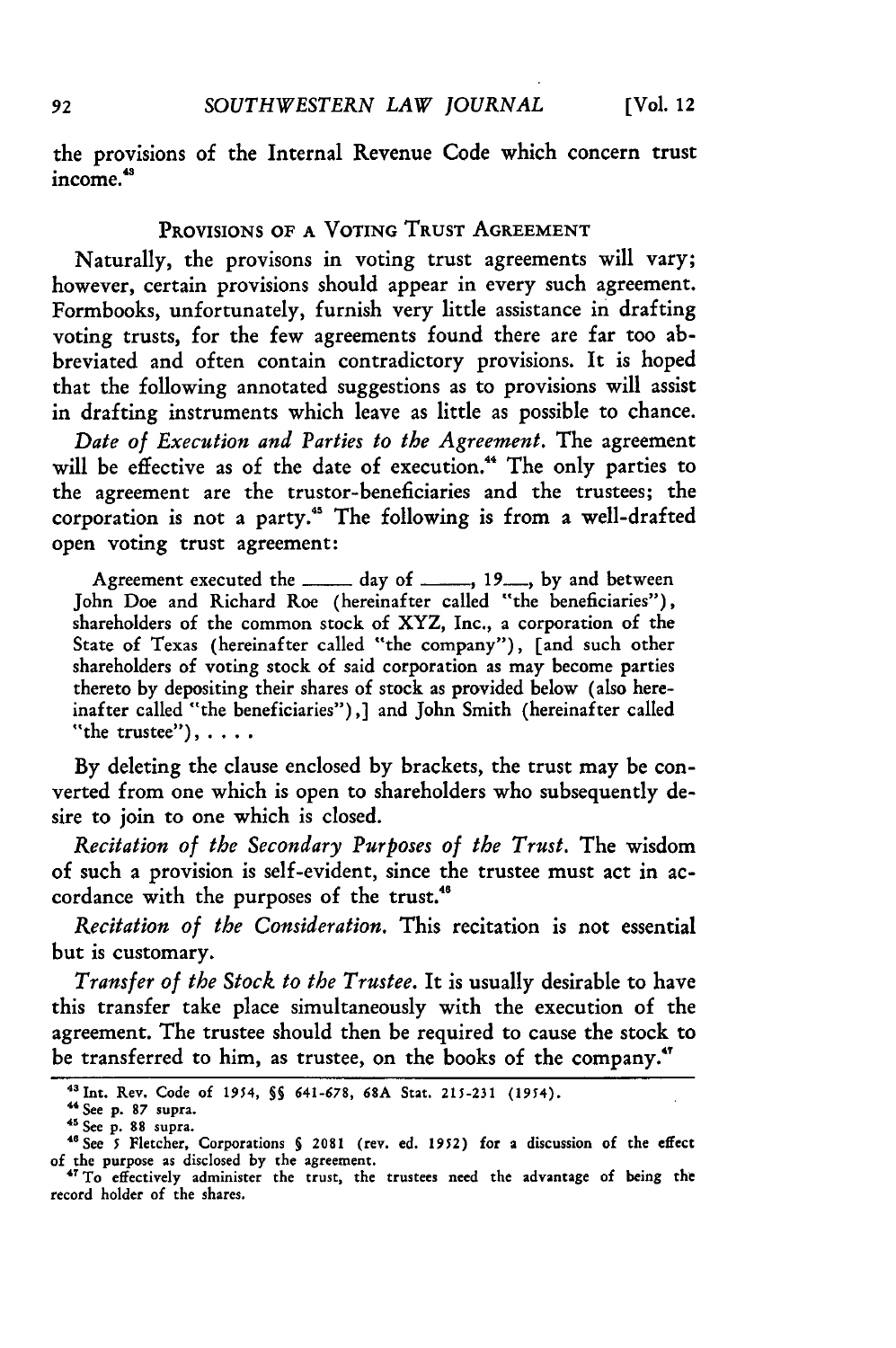the provisions of the Internal Revenue Code which concern trust income.[43]

## PROVISIONS OF A VOTING TRUST AGREEMENT

Naturally, the provisons in voting trust agreements will vary; however, certain provisions should appear in every such agreement. Formbooks, unfortunately, furnish very little assistance in drafting voting trusts, for the few agreements found there are far too abbreviated and often contain contradictory provisions. It is hoped that the following annotated suggestions as to provisions will assist in drafting instruments which leave as little as possible to chance.

*Date of Execution and Parties to the Agreement.* The agreement will be effective as of the date of execution.[44] The only parties to the agreement are the trustor-beneficiaries and the trustees; the corporation is not a party.[45] The following is from a well-drafted open voting trust agreement:

> Agreement executed the _____ day of _____, 19___, by and between John Doe and Richard Roe (hereinafter called "the beneficiaries"), shareholders of the common stock of XYZ, Inc., a corporation of the State of Texas (hereinafter called "the company"), [and such other shareholders of voting stock of said corporation as may become parties thereto by depositing their shares of stock as provided below (also hereinafter called "the beneficiaries"),] and John Smith (hereinafter called "the trustee"), . . . .

By deleting the clause enclosed by brackets, the trust may be converted from one which is open to shareholders who subsequently desire to join to one which is closed.

*Recitation of the Secondary Purposes of the Trust.* The wisdom of such a provision is self-evident, since the trustee must act in accordance with the purposes of the trust.[46]

*Recitation of the Consideration.* This recitation is not essential but is customary.

*Transfer of the Stock to the Trustee.* It is usually desirable to have this transfer take place simultaneously with the execution of the agreement. The trustee should then be required to cause the stock to be transferred to him, as trustee, on the books of the company.[47]

---

[43] Int. Rev. Code of 1954, §§ 641-678, 68A Stat. 215-231 (1954).

[44] See p. 87 supra.

[45] See p. 88 supra.

[46] See 5 Fletcher, Corporations § 2081 (rev. ed. 1952) for a discussion of the effect of the purpose as disclosed by the agreement.

[47] To effectively administer the trust, the trustees need the advantage of being the record holder of the shares.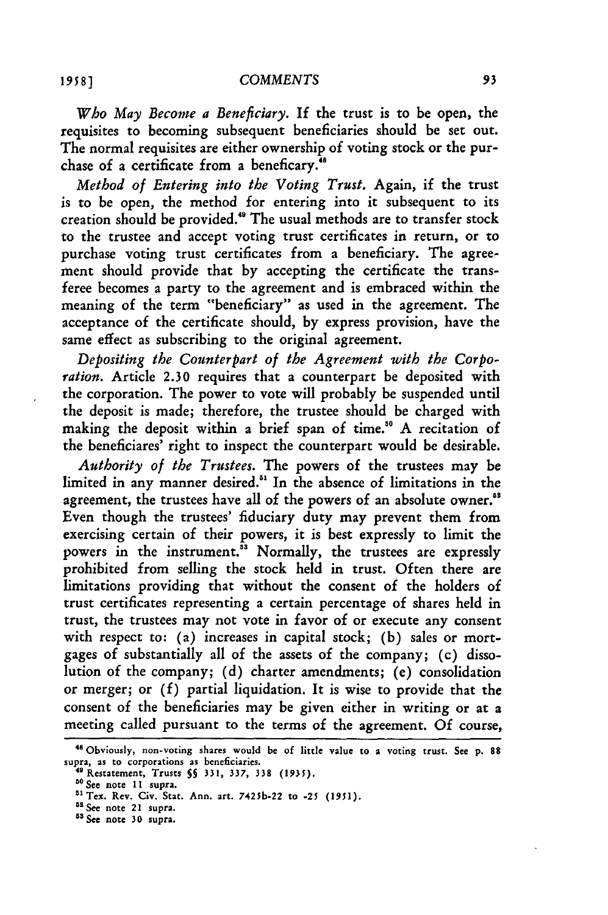*Who May Become a Beneficiary.* If the trust is to be open, the requisites to becoming subsequent beneficiaries should be set out. The normal requisites are either ownership of voting stock or the purchase of a certificate from a beneficary.[48]

*Method of Entering into the Voting Trust.* Again, if the trust is to be open, the method for entering into it subsequent to its creation should be provided.[49] The usual methods are to transfer stock to the trustee and accept voting trust certificates in return, or to purchase voting trust certificates from a beneficiary. The agreement should provide that by accepting the certificate the transferee becomes a party to the agreement and is embraced within the meaning of the term "beneficiary" as used in the agreement. The acceptance of the certificate should, by express provision, have the same effect as subscribing to the original agreement.

*Depositing the Counterpart of the Agreement with the Corporation.* Article 2.30 requires that a counterpart be deposited with the corporation. The power to vote will probably be suspended until the deposit is made; therefore, the trustee should be charged with making the deposit within a brief span of time.[50] A recitation of the beneficiares' right to inspect the counterpart would be desirable.

*Authority of the Trustees.* The powers of the trustees may be limited in any manner desired.[51] In the absence of limitations in the agreement, the trustees have all of the powers of an absolute owner.[52] Even though the trustees' fiduciary duty may prevent them from exercising certain of their powers, it is best expressly to limit the powers in the instrument.[53] Normally, the trustees are expressly prohibited from selling the stock held in trust. Often there are limitations providing that without the consent of the holders of trust certificates representing a certain percentage of shares held in trust, the trustees may not vote in favor of or execute any consent with respect to: (a) increases in capital stock; (b) sales or mortgages of substantially all of the assets of the company; (c) dissolution of the company; (d) charter amendments; (e) consolidation or merger; or (f) partial liquidation. It is wise to provide that the consent of the beneficiaries may be given either in writing or at a meeting called pursuant to the terms of the agreement. Of course,

---

[48] Obviously, non-voting shares would be of little value to a voting trust. See p. 88 supra, as to corporations as beneficiaries.

[49] Restatement, Trusts §§ 331, 337, 338 (1935).

[50] See note 11 supra.

[51] Tex. Rev. Civ. Stat. Ann. art. 7425b-22 to -25 (1951).

[52] See note 21 supra.

[53] See note 30 supra.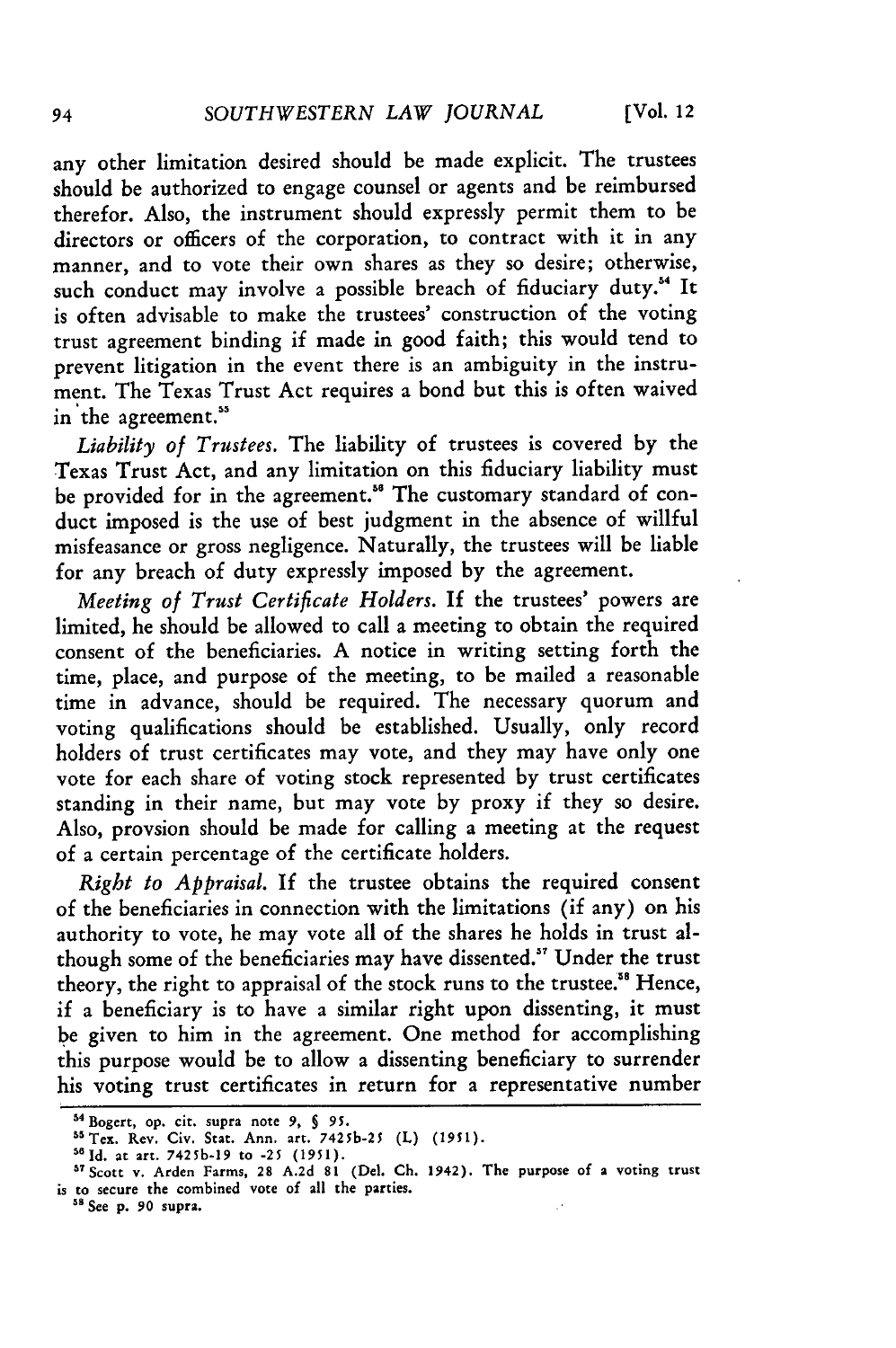any other limitation desired should be made explicit. The trustees should be authorized to engage counsel or agents and be reimbursed therefor. Also, the instrument should expressly permit them to be directors or officers of the corporation, to contract with it in any manner, and to vote their own shares as they so desire; otherwise, such conduct may involve a possible breach of fiduciary duty.[54] It is often advisable to make the trustees' construction of the voting trust agreement binding if made in good faith; this would tend to prevent litigation in the event there is an ambiguity in the instrument. The Texas Trust Act requires a bond but this is often waived in the agreement.[55]

*Liability of Trustees.* The liability of trustees is covered by the Texas Trust Act, and any limitation on this fiduciary liability must be provided for in the agreement.[56] The customary standard of conduct imposed is the use of best judgment in the absence of willful misfeasance or gross negligence. Naturally, the trustees will be liable for any breach of duty expressly imposed by the agreement.

*Meeting of Trust Certificate Holders.* If the trustees' powers are limited, he should be allowed to call a meeting to obtain the required consent of the beneficiaries. A notice in writing setting forth the time, place, and purpose of the meeting, to be mailed a reasonable time in advance, should be required. The necessary quorum and voting qualifications should be established. Usually, only record holders of trust certificates may vote, and they may have only one vote for each share of voting stock represented by trust certificates standing in their name, but may vote by proxy if they so desire. Also, provsion should be made for calling a meeting at the request of a certain percentage of the certificate holders.

*Right to Appraisal.* If the trustee obtains the required consent of the beneficiaries in connection with the limitations (if any) on his authority to vote, he may vote all of the shares he holds in trust although some of the beneficiaries may have dissented.[57] Under the trust theory, the right to appraisal of the stock runs to the trustee.[58] Hence, if a beneficiary is to have a similar right upon dissenting, it must be given to him in the agreement. One method for accomplishing this purpose would be to allow a dissenting beneficiary to surrender his voting trust certificates in return for a representative number

---

[54] Bogert, op. cit. supra note 9, § 95.

[55] Tex. Rev. Civ. Stat. Ann. art. 7425b-25 (L) (1951).

[56] Id. at art. 7425b-19 to -25 (1951).

[57] Scott v. Arden Farms, 28 A.2d 81 (Del. Ch. 1942). The purpose of a voting trust is to secure the combined vote of all the parties.

[58] See p. 90 supra.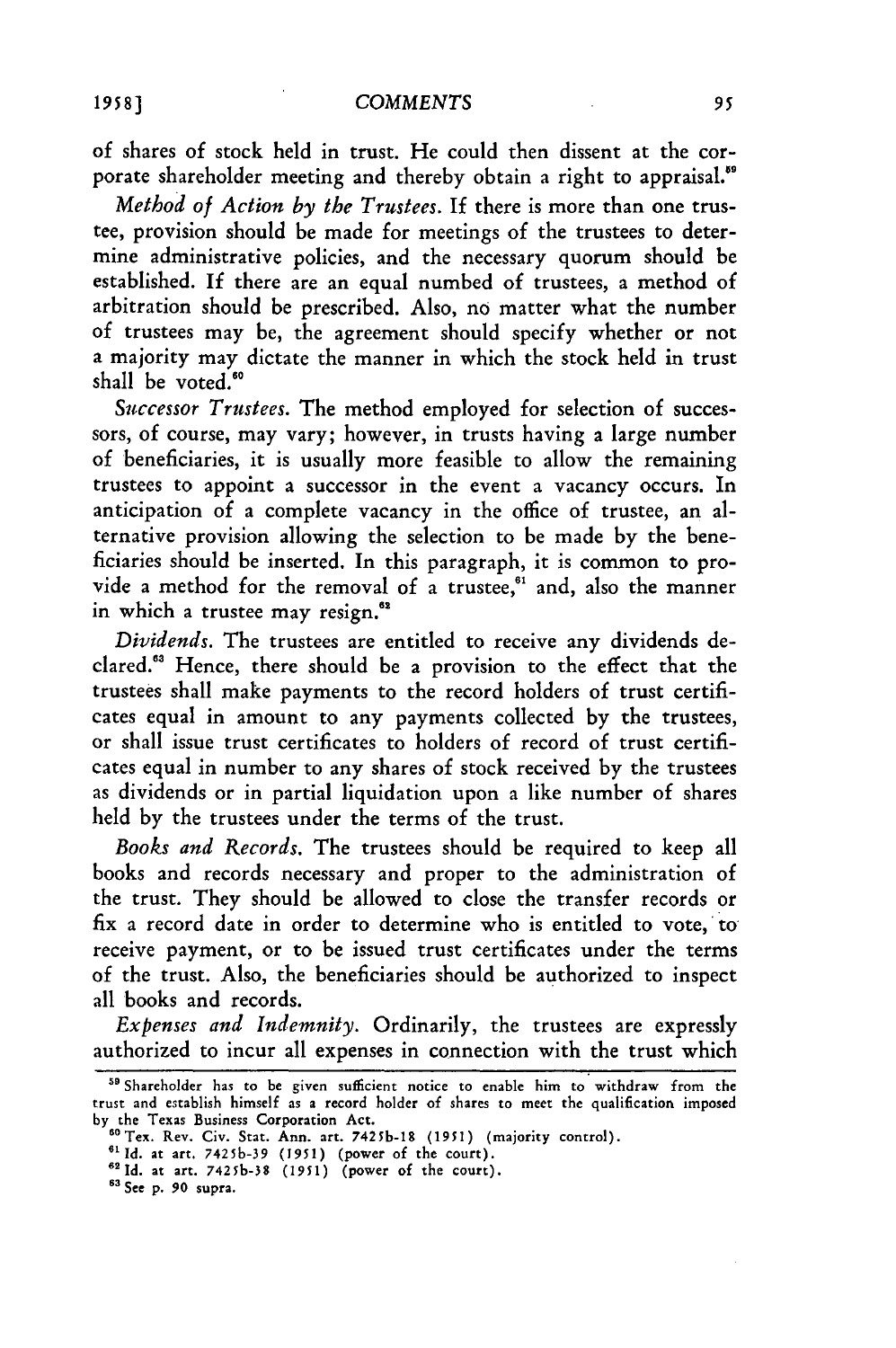of shares of stock held in trust. He could then dissent at the corporate shareholder meeting and thereby obtain a right to appraisal.[59]

*Method of Action by the Trustees.* If there is more than one trustee, provision should be made for meetings of the trustees to determine administrative policies, and the necessary quorum should be established. If there are an equal numbed of trustees, a method of arbitration should be prescribed. Also, no matter what the number of trustees may be, the agreement should specify whether or not a majority may dictate the manner in which the stock held in trust shall be voted.[60]

*Successor Trustees.* The method employed for selection of successors, of course, may vary; however, in trusts having a large number of beneficiaries, it is usually more feasible to allow the remaining trustees to appoint a successor in the event a vacancy occurs. In anticipation of a complete vacancy in the office of trustee, an alternative provision allowing the selection to be made by the beneficiaries should be inserted. In this paragraph, it is common to provide a method for the removal of a trustee,[61] and, also the manner in which a trustee may resign.[62]

*Dividends.* The trustees are entitled to receive any dividends declared.[63] Hence, there should be a provision to the effect that the trustees shall make payments to the record holders of trust certificates equal in amount to any payments collected by the trustees, or shall issue trust certificates to holders of record of trust certificates equal in number to any shares of stock received by the trustees as dividends or in partial liquidation upon a like number of shares held by the trustees under the terms of the trust.

*Books and Records.* The trustees should be required to keep all books and records necessary and proper to the administration of the trust. They should be allowed to close the transfer records or fix a record date in order to determine who is entitled to vote, to receive payment, or to be issued trust certificates under the terms of the trust. Also, the beneficiaries should be authorized to inspect all books and records.

*Expenses and Indemnity.* Ordinarily, the trustees are expressly authorized to incur all expenses in connection with the trust which

---

[59] Shareholder has to be given sufficient notice to enable him to withdraw from the trust and establish himself as a record holder of shares to meet the qualification imposed by the Texas Business Corporation Act.

[60] Tex. Rev. Civ. Stat. Ann. art. 7425b-18 (1951) (majority control).

[61] Id. at art. 7425b-39 (1951) (power of the court).

[62] Id. at art. 7425b-38 (1951) (power of the court).

[63] See p. 90 supra.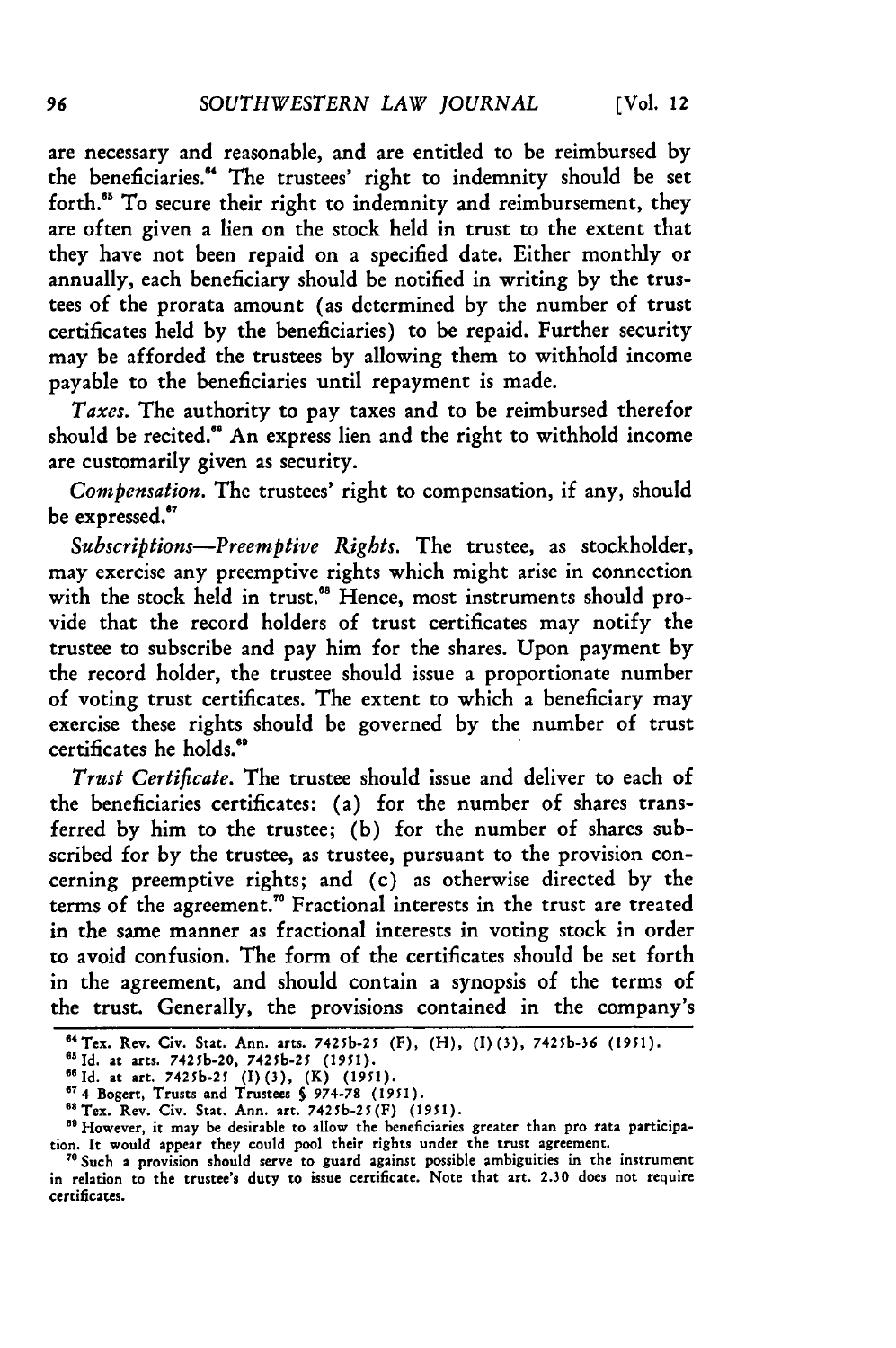are necessary and reasonable, and are entitled to be reimbursed by the beneficiaries.[64] The trustees' right to indemnity should be set forth.[65] To secure their right to indemnity and reimbursement, they are often given a lien on the stock held in trust to the extent that they have not been repaid on a specified date. Either monthly or annually, each beneficiary should be notified in writing by the trustees of the prorata amount (as determined by the number of trust certificates held by the beneficiaries) to be repaid. Further security may be afforded the trustees by allowing them to withhold income payable to the beneficiaries until repayment is made.

*Taxes.* The authority to pay taxes and to be reimbursed therefor should be recited.[66] An express lien and the right to withhold income are customarily given as security.

*Compensation.* The trustees' right to compensation, if any, should be expressed.[67]

*Subscriptions—Preemptive Rights.* The trustee, as stockholder, may exercise any preemptive rights which might arise in connection with the stock held in trust.[68] Hence, most instruments should provide that the record holders of trust certificates may notify the trustee to subscribe and pay him for the shares. Upon payment by the record holder, the trustee should issue a proportionate number of voting trust certificates. The extent to which a beneficiary may exercise these rights should be governed by the number of trust certificates he holds.[69]

*Trust Certificate.* The trustee should issue and deliver to each of the beneficiaries certificates: (a) for the number of shares transferred by him to the trustee; (b) for the number of shares subscribed for by the trustee, as trustee, pursuant to the provision concerning preemptive rights; and (c) as otherwise directed by the terms of the agreement.[70] Fractional interests in the trust are treated in the same manner as fractional interests in voting stock in order to avoid confusion. The form of the certificates should be set forth in the agreement, and should contain a synopsis of the terms of the trust. Generally, the provisions contained in the company's

---

[64] Tex. Rev. Civ. Stat. Ann. arts. 7425b-25 (F), (H), (I)(3), 7425b-36 (1951).

[65] Id. at arts. 7425b-20, 7425b-25 (1951).

[66] Id. at art. 7425b-25 (I)(3), (K) (1951).

[67] 4 Bogert, Trusts and Trustees § 974-78 (1951).

[68] Tex. Rev. Civ. Stat. Ann. art. 7425b-25(F) (1951).

[69] However, it may be desirable to allow the beneficiaries greater than pro rata participation. It would appear they could pool their rights under the trust agreement.

[70] Such a provision should serve to guard against possible ambiguities in the instrument in relation to the trustee's duty to issue certificate. Note that art. 2.30 does not require certificates.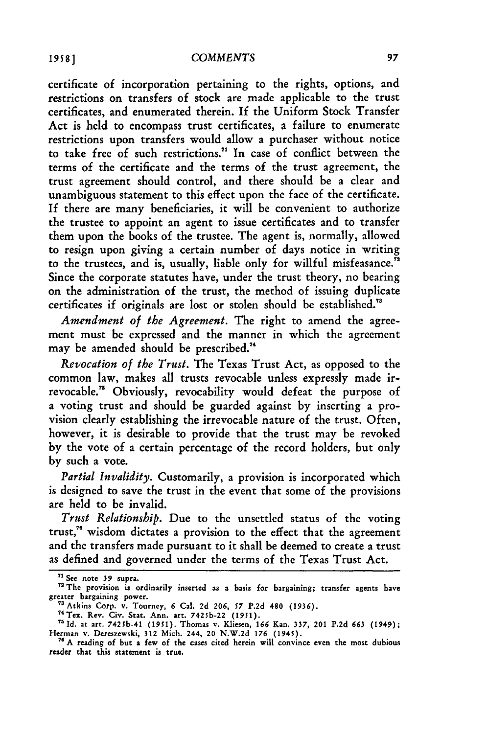certificate of incorporation pertaining to the rights, options, and restrictions on transfers of stock are made applicable to the trust certificates, and enumerated therein. If the Uniform Stock Transfer Act is held to encompass trust certificates, a failure to enumerate restrictions upon transfers would allow a purchaser without notice to take free of such restrictions.[71] In case of conflict between the terms of the certificate and the terms of the trust agreement, the trust agreement should control, and there should be a clear and unambiguous statement to this effect upon the face of the certificate. If there are many beneficiaries, it will be convenient to authorize the trustee to appoint an agent to issue certificates and to transfer them upon the books of the trustee. The agent is, normally, allowed to resign upon giving a certain number of days notice in writing to the trustees, and is, usually, liable only for willful misfeasance.[72] Since the corporate statutes have, under the trust theory, no bearing on the administration of the trust, the method of issuing duplicate certificates if originals are lost or stolen should be established.[73]

*Amendment of the Agreement.* The right to amend the agreement must be expressed and the manner in which the agreement may be amended should be prescribed.[74]

*Revocation of the Trust.* The Texas Trust Act, as opposed to the common law, makes all trusts revocable unless expressly made irrevocable.[75] Obviously, revocability would defeat the purpose of a voting trust and should be guarded against by inserting a provision clearly establishing the irrevocable nature of the trust. Often, however, it is desirable to provide that the trust may be revoked by the vote of a certain percentage of the record holders, but only by such a vote.

*Partial Invalidity.* Customarily, a provision is incorporated which is designed to save the trust in the event that some of the provisions are held to be invalid.

*Trust Relationship.* Due to the unsettled status of the voting trust,[76] wisdom dictates a provision to the effect that the agreement and the transfers made pursuant to it shall be deemed to create a trust as defined and governed under the terms of the Texas Trust Act.

---

[71] See note 39 supra.

[72] The provision is ordinarily inserted as a basis for bargaining; transfer agents have greater bargaining power.

[73] Atkins Corp. v. Tourney, 6 Cal. 2d 206, 57 P.2d 480 (1936).

[74] Tex. Rev. Civ. Stat. Ann. art. 7425b-22 (1951).

[75] Id. at art. 7425b-41 (1951). Thomas v. Kliesen, 166 Kan. 337, 201 P.2d 663 (1949); Herman v. Dereszewski, 312 Mich. 244, 20 N.W.2d 176 (1945).

[76] A reading of but a few of the cases cited herein will convince even the most dubious reader that this statement is true.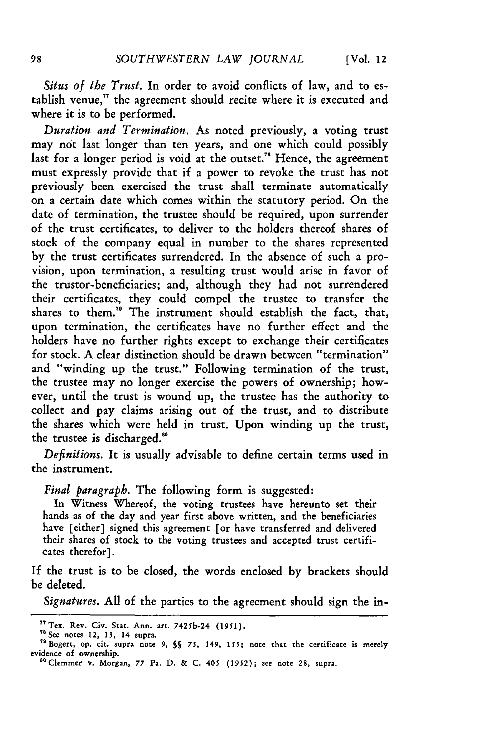*Situs of the Trust.* In order to avoid conflicts of law, and to establish venue,[77] the agreement should recite where it is executed and where it is to be performed.

*Duration and Termination.* As noted previously, a voting trust may not last longer than ten years, and one which could possibly last for a longer period is void at the outset.[78] Hence, the agreement must expressly provide that if a power to revoke the trust has not previously been exercised the trust shall terminate automatically on a certain date which comes within the statutory period. On the date of termination, the trustee should be required, upon surrender of the trust certificates, to deliver to the holders thereof shares of stock of the company equal in number to the shares represented by the trust certificates surrendered. In the absence of such a provision, upon termination, a resulting trust would arise in favor of the trustor-beneficiaries; and, although they had not surrendered their certificates, they could compel the trustee to transfer the shares to them.[79] The instrument should establish the fact, that, upon termination, the certificates have no further effect and the holders have no further rights except to exchange their certificates for stock. A clear distinction should be drawn between "termination" and "winding up the trust." Following termination of the trust, the trustee may no longer exercise the powers of ownership; however, until the trust is wound up, the trustee has the authority to collect and pay claims arising out of the trust, and to distribute the shares which were held in trust. Upon winding up the trust, the trustee is discharged.[80]

*Definitions.* It is usually advisable to define certain terms used in the instrument.

*Final paragraph.* The following form is suggested:

> In Witness Whereof, the voting trustees have hereunto set their hands as of the day and year first above written, and the beneficiaries have [either] signed this agreement [or have transferred and delivered their shares of stock to the voting trustees and accepted trust certificates therefor].

If the trust is to be closed, the words enclosed by brackets should be deleted.

*Signatures.* All of the parties to the agreement should sign the in-

---

[77] Tex. Rev. Civ. Stat. Ann. art. 7425b-24 (1951).

[78] See notes 12, 13, 14 supra.

[79] Bogert, op. cit. supra note 9, §§ 75, 149, 155; note that the certificate is merely evidence of ownership.

[80] Clemmer v. Morgan, 77 Pa. D. & C. 405 (1952); see note 28, supra.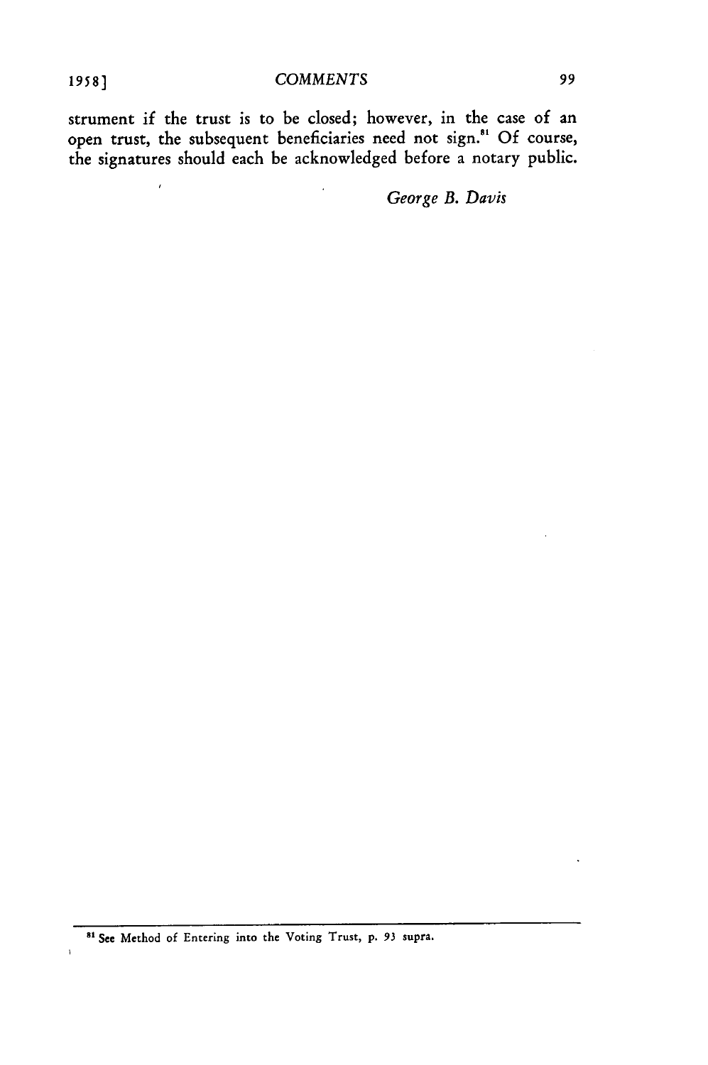strument if the trust is to be closed; however, in the case of an open trust, the subsequent beneficiaries need not sign.[81] Of course, the signatures should each be acknowledged before a notary public.

*George B. Davis*

---

[81] See Method of Entering into the Voting Trust, p. 93 supra.